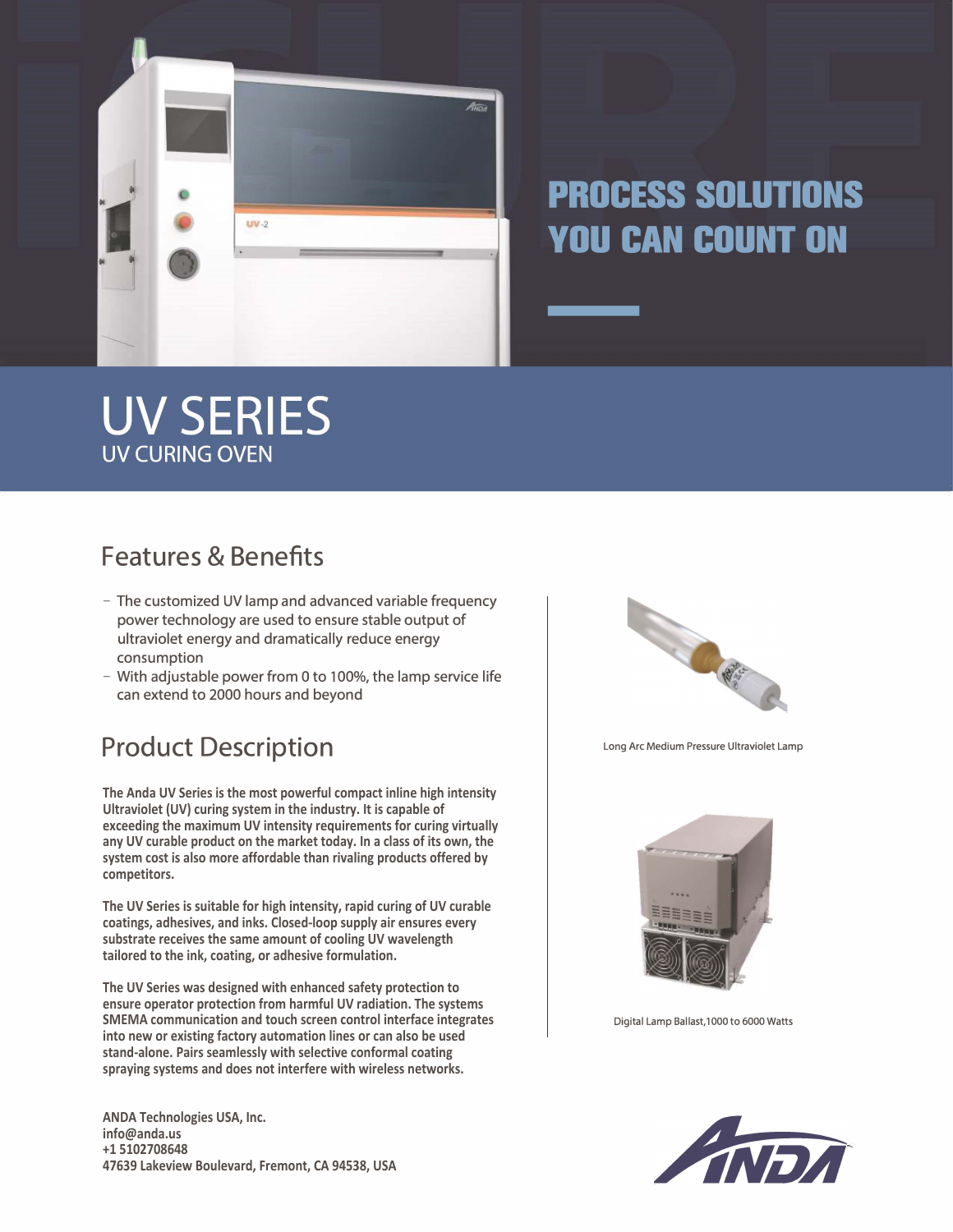PROCESS SOLUTIONS YOU CAN COUNT ON

# UV SERIES

UV CURING OVEN

## Features & Benefits

- The customized UV lamp and advanced variable frequency power technology are used to ensure stable output of ultraviolet energy and dramatically reduce energy consumption
- With adjustable power from 0 to 100%, the lamp service life can extend to 2000 hours and beyond

## Product Description

**The Anda UV Series is the most powerful compact inline high intensity Ultraviolet (UV) curing system in the industry. It is capable of exceeding the maximum UV intensity requirements for curing virtually any UV curable product on the market today. In a class of its own, the system cost is also more affordable than rivaling products offered by competitors.**

**The UV Series is suitable for high intensity, rapid curing of UV curable coatings, adhesives, and inks. Closed-loop supply air ensures every substrate receives the same amount of cooling UV wavelength tailored to the ink, coating, or adhesive formulation.**

**The UV Series was designed with enhanced safety protection to ensure operator protection from harmful UV radiation. The systems SMEMA communication and touch screen control interface integrates into new or existing factory automation lines or can also be used stand-alone. Pairs seamlessly with selective conformal coating spraying systems and does not interfere with wireless networks.**

Long Arc Medium Pressure Ultraviolet Lamp

Digital Lamp Ballast,1000 to 6000 Watts

**ANDA Technologies USA, Inc.**
**info@anda.us**
**+1 5102708648**
**47639 Lakeview Boulevard, Fremont, CA 94538, USA**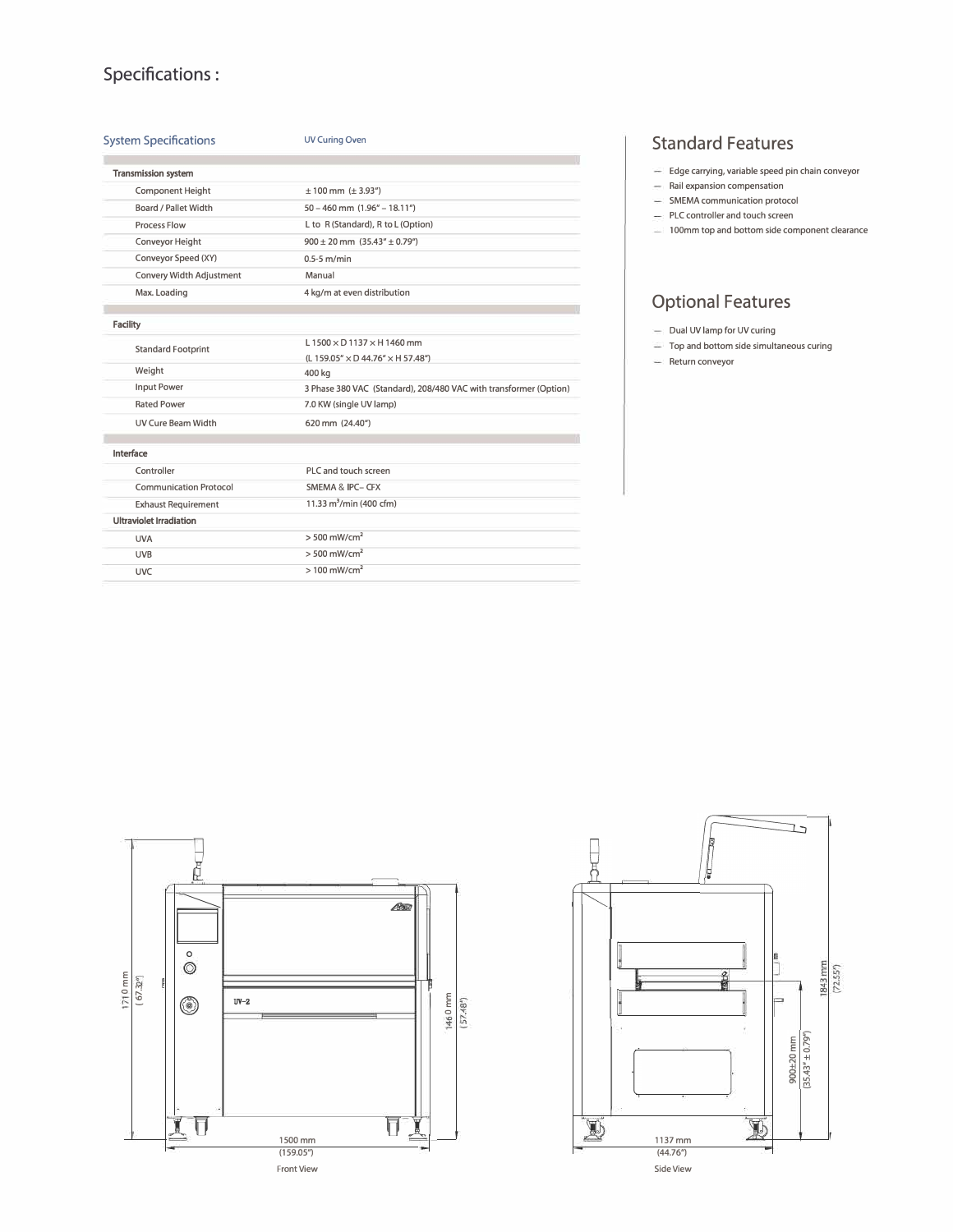# Specifications :

## System Specifications

| System Specifications | UV Curing Oven |
|---|---|
| **Transmission system** | |
| Component Height | ± 100 mm (± 3.93") |
| Board / Pallet Width | 50 – 460 mm (1.96" – 18.11") |
| Process Flow | L to R (Standard), R to L (Option) |
| Conveyor Height | 900 ± 20 mm (35.43" ± 0.79") |
| Conveyor Speed (XY) | 0.5-5 m/min |
| Convery Width Adjustment | Manual |
| Max. Loading | 4 kg/m at even distribution |
| **Facility** | |
| Standard Footprint | L 1500 × D 1137 × H 1460 mm (L 159.05" × D 44.76" × H 57.48") |
| Weight | 400 kg |
| Input Power | 3 Phase 380 VAC (Standard), 208/480 VAC with transformer (Option) |
| Rated Power | 7.0 KW (single UV lamp) |
| UV Cure Beam Width | 620 mm (24.40") |
| **Interface** | |
| Controller | PLC and touch screen |
| Communication Protocol | SMEMA & IPC- CFX |
| Exhaust Requirement | 11.33 m³/min (400 cfm) |
| **Ultraviolet Irradiation** | |
| UVA | > 500 mW/cm² |
| UVB | > 500 mW/cm² |
| UVC | > 100 mW/cm² |

## Standard Features

- Edge carrying, variable speed pin chain conveyor
- Rail expansion compensation
- SMEMA communication protocol
- PLC controller and touch screen
- 100mm top and bottom side component clearance

## Optional Features

- Dual UV lamp for UV curing
- Top and bottom side simultaneous curing
- Return conveyor

1710 mm
(67.32")
1460 mm
(57.48")
UV-2
1500 mm
(159.05")
Front View

1843 mm
(72.55")
900±20 mm
(35.43" ± 0.79")
1137 mm
(44.76")
Side View